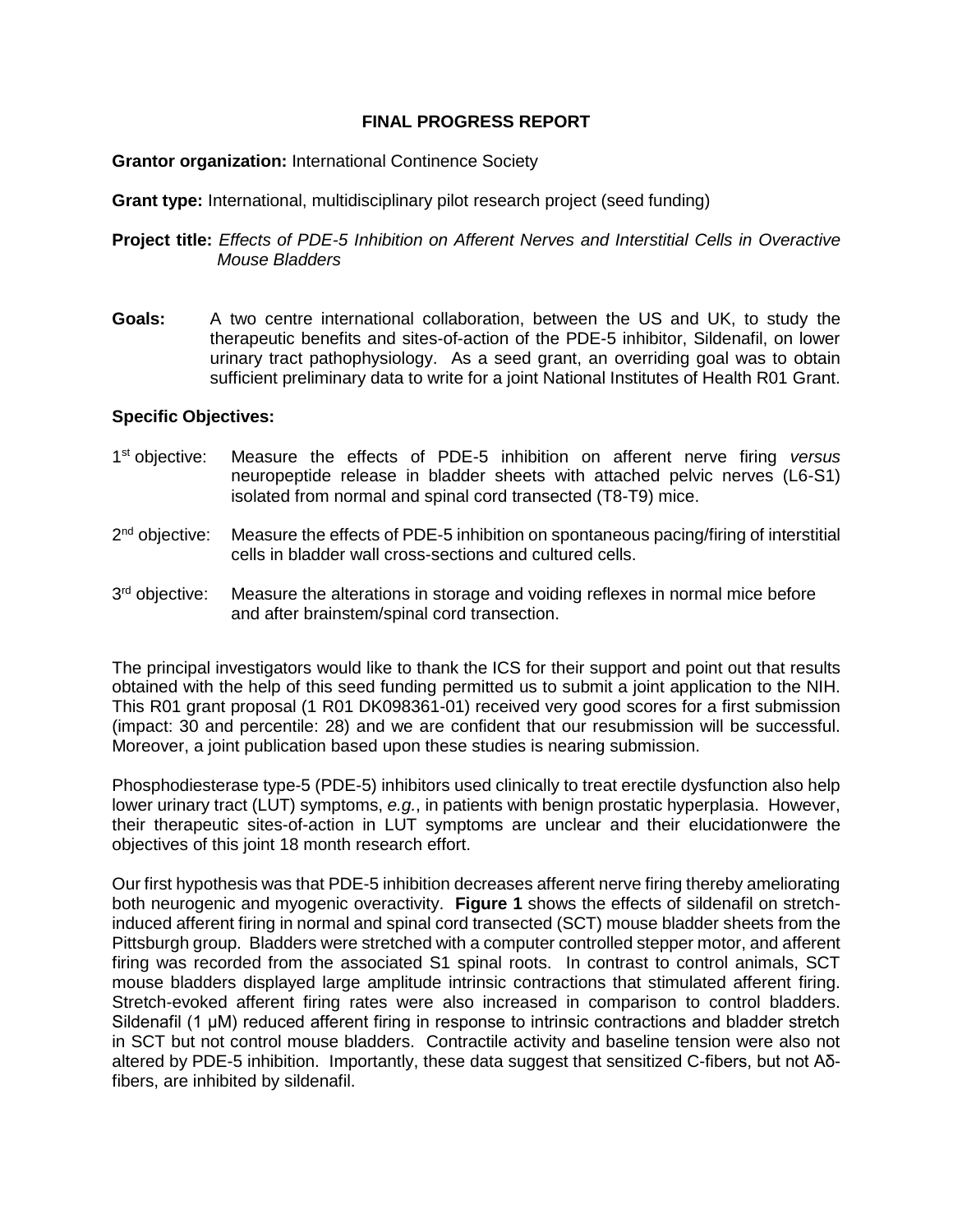# FINAL PROGRESS REPORT

**Grantor organization:** International Continence Society

**Grant type:** International, multidisciplinary pilot research project (seed funding)

**Project title:** *Effects of PDE-5 Inhibition on Afferent Nerves and Interstitial Cells in Overactive Mouse Bladders*

**Goals:** A two centre international collaboration, between the US and UK, to study the therapeutic benefits and sites-of-action of the PDE-5 inhibitor, Sildenafil, on lower urinary tract pathophysiology. As a seed grant, an overriding goal was to obtain sufficient preliminary data to write for a joint National Institutes of Health R01 Grant.

**Specific Objectives:**

1st objective: Measure the effects of PDE-5 inhibition on afferent nerve firing *versus* neuropeptide release in bladder sheets with attached pelvic nerves (L6-S1) isolated from normal and spinal cord transected (T8-T9) mice.

2nd objective: Measure the effects of PDE-5 inhibition on spontaneous pacing/firing of interstitial cells in bladder wall cross-sections and cultured cells.

3rd objective: Measure the alterations in storage and voiding reflexes in normal mice before and after brainstem/spinal cord transection.

The principal investigators would like to thank the ICS for their support and point out that results obtained with the help of this seed funding permitted us to submit a joint application to the NIH. This R01 grant proposal (1 R01 DK098361-01) received very good scores for a first submission (impact: 30 and percentile: 28) and we are confident that our resubmission will be successful. Moreover, a joint publication based upon these studies is nearing submission.

Phosphodiesterase type-5 (PDE-5) inhibitors used clinically to treat erectile dysfunction also help lower urinary tract (LUT) symptoms, *e.g.*, in patients with benign prostatic hyperplasia. However, their therapeutic sites-of-action in LUT symptoms are unclear and their elucidationwere the objectives of this joint 18 month research effort.

Our first hypothesis was that PDE-5 inhibition decreases afferent nerve firing thereby ameliorating both neurogenic and myogenic overactivity. **Figure 1** shows the effects of sildenafil on stretch-induced afferent firing in normal and spinal cord transected (SCT) mouse bladder sheets from the Pittsburgh group. Bladders were stretched with a computer controlled stepper motor, and afferent firing was recorded from the associated S1 spinal roots. In contrast to control animals, SCT mouse bladders displayed large amplitude intrinsic contractions that stimulated afferent firing. Stretch-evoked afferent firing rates were also increased in comparison to control bladders. Sildenafil (1 μM) reduced afferent firing in response to intrinsic contractions and bladder stretch in SCT but not control mouse bladders. Contractile activity and baseline tension were also not altered by PDE-5 inhibition. Importantly, these data suggest that sensitized C-fibers, but not Aδ-fibers, are inhibited by sildenafil.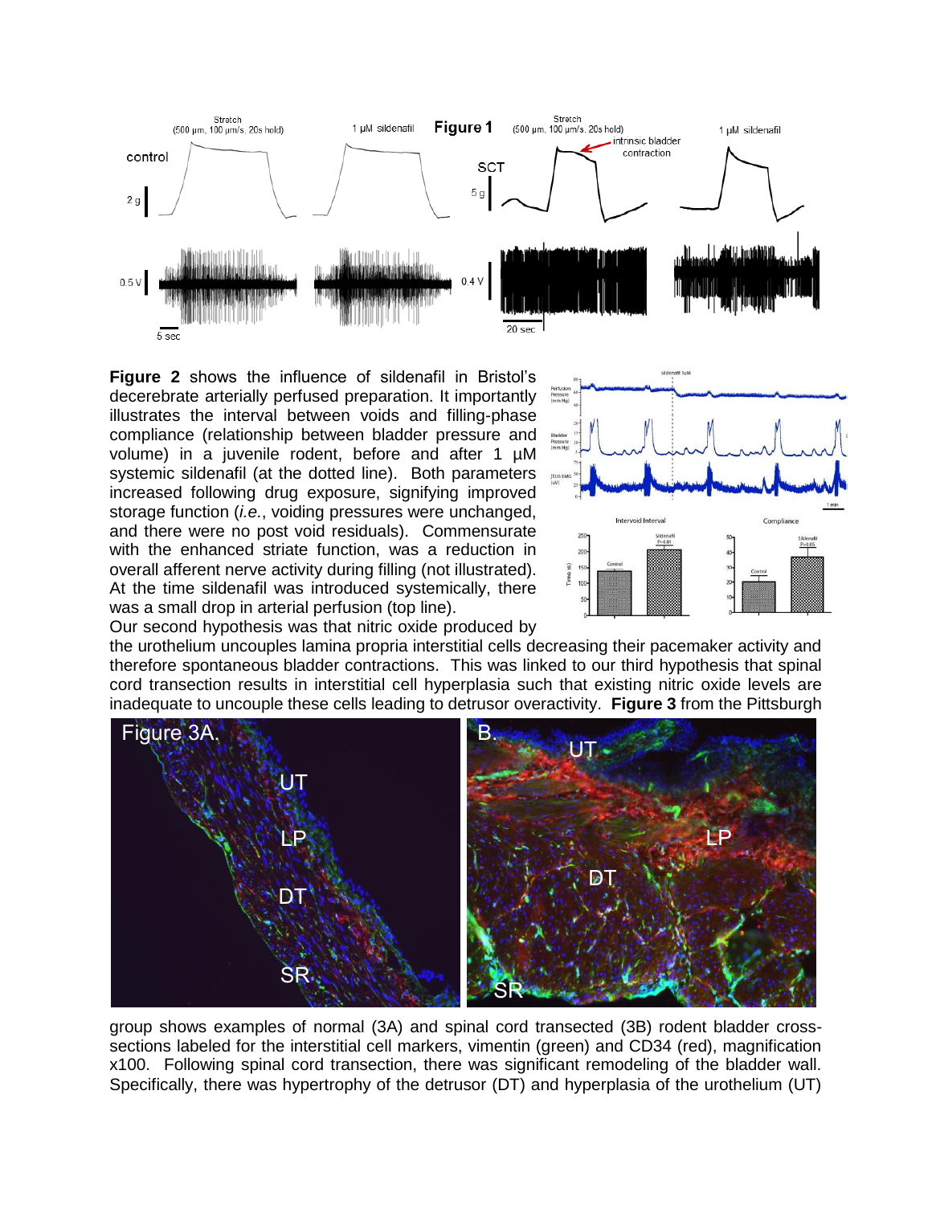**Figure 2** shows the influence of sildenafil in Bristol's decerebrate arterially perfused preparation. It importantly illustrates the interval between voids and filling-phase compliance (relationship between bladder pressure and volume) in a juvenile rodent, before and after 1 µM systemic sildenafil (at the dotted line). Both parameters increased following drug exposure, signifying improved storage function (*i.e.*, voiding pressures were unchanged, and there were no post void residuals). Commensurate with the enhanced striate function, was a reduction in overall afferent nerve activity during filling (not illustrated). At the time sildenafil was introduced systemically, there was a small drop in arterial perfusion (top line).

Our second hypothesis was that nitric oxide produced by the urothelium uncouples lamina propria interstitial cells decreasing their pacemaker activity and therefore spontaneous bladder contractions. This was linked to our third hypothesis that spinal cord transection results in interstitial cell hyperplasia such that existing nitric oxide levels are inadequate to uncouple these cells leading to detrusor overactivity. **Figure 3** from the Pittsburgh group shows examples of normal (3A) and spinal cord transected (3B) rodent bladder cross-sections labeled for the interstitial cell markers, vimentin (green) and CD34 (red), magnification x100. Following spinal cord transection, there was significant remodeling of the bladder wall. Specifically, there was hypertrophy of the detrusor (DT) and hyperplasia of the urothelium (UT)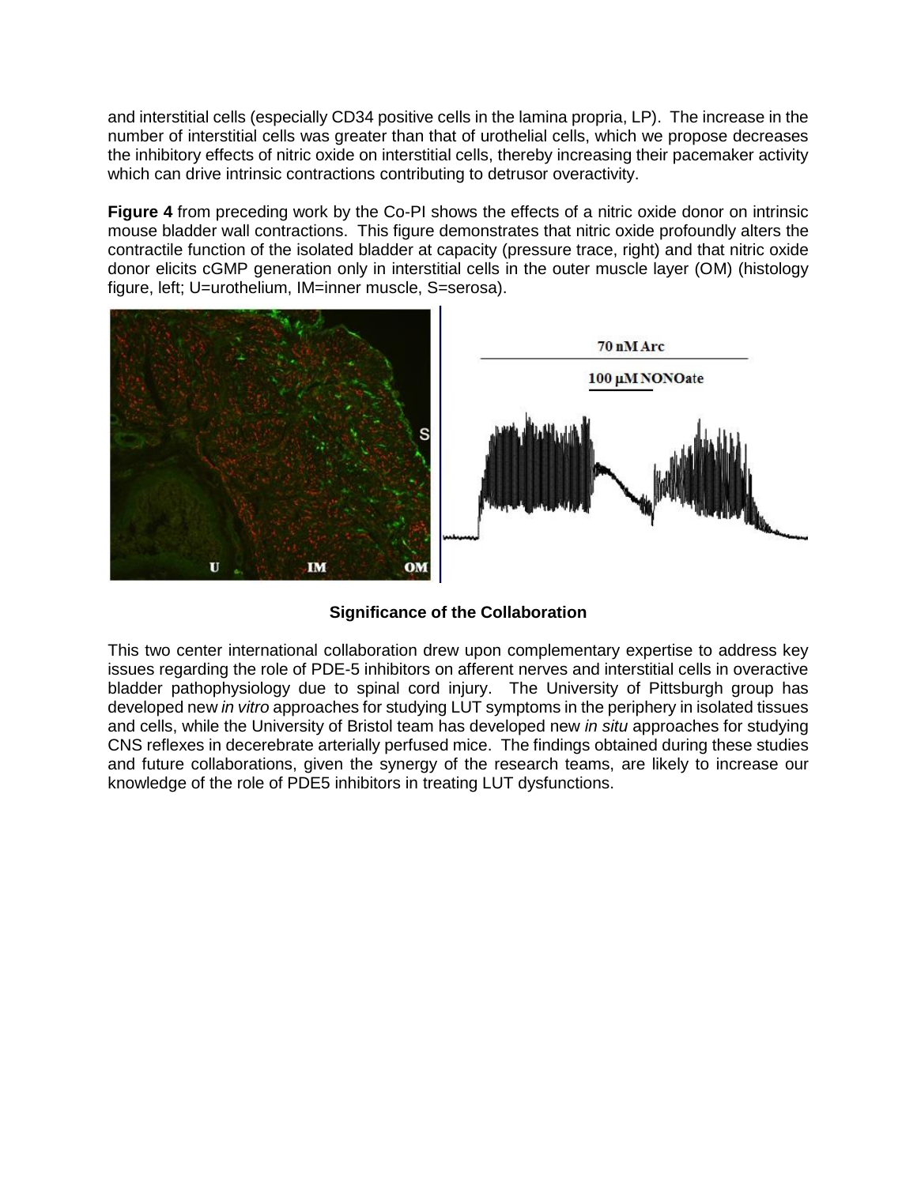and interstitial cells (especially CD34 positive cells in the lamina propria, LP). The increase in the number of interstitial cells was greater than that of urothelial cells, which we propose decreases the inhibitory effects of nitric oxide on interstitial cells, thereby increasing their pacemaker activity which can drive intrinsic contractions contributing to detrusor overactivity.

**Figure 4** from preceding work by the Co-PI shows the effects of a nitric oxide donor on intrinsic mouse bladder wall contractions. This figure demonstrates that nitric oxide profoundly alters the contractile function of the isolated bladder at capacity (pressure trace, right) and that nitric oxide donor elicits cGMP generation only in interstitial cells in the outer muscle layer (OM) (histology figure, left; U=urothelium, IM=inner muscle, S=serosa).

S

U IM OM

70 nM Arc

100 µM NONOate

**Significance of the Collaboration**

This two center international collaboration drew upon complementary expertise to address key issues regarding the role of PDE-5 inhibitors on afferent nerves and interstitial cells in overactive bladder pathophysiology due to spinal cord injury. The University of Pittsburgh group has developed new *in vitro* approaches for studying LUT symptoms in the periphery in isolated tissues and cells, while the University of Bristol team has developed new *in situ* approaches for studying CNS reflexes in decerebrate arterially perfused mice. The findings obtained during these studies and future collaborations, given the synergy of the research teams, are likely to increase our knowledge of the role of PDE5 inhibitors in treating LUT dysfunctions.